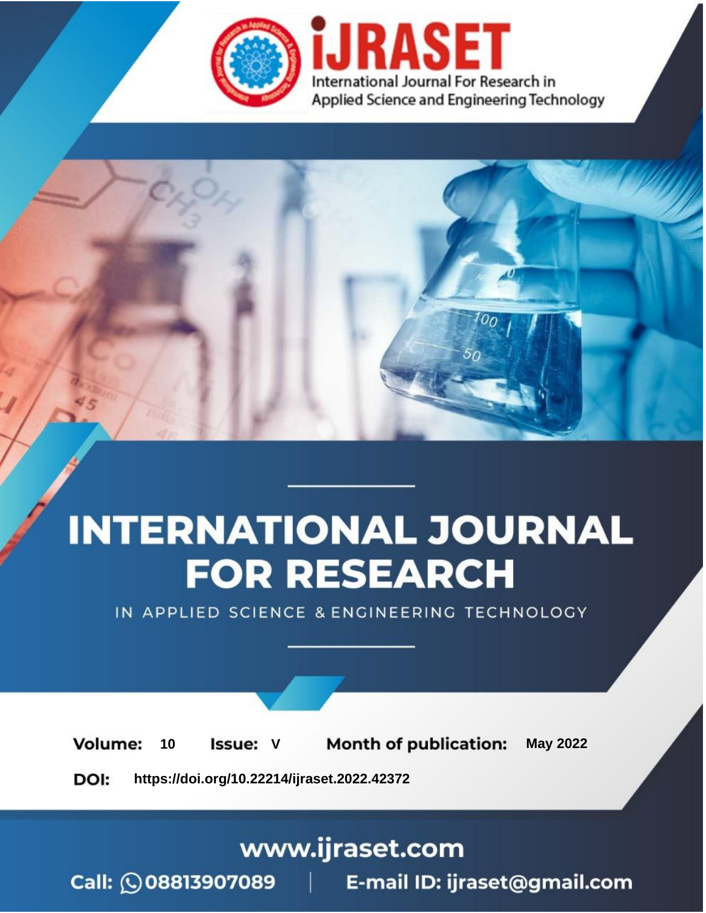iJRASET

International Journal For Research in Applied Science and Engineering Technology

# INTERNATIONAL JOURNAL FOR RESEARCH

IN APPLIED SCIENCE & ENGINEERING TECHNOLOGY

**Volume:** 10 **Issue:** V **Month of publication:** May 2022

**DOI:** https://doi.org/10.22214/ijraset.2022.42372

www.ijraset.com

Call: 08813907089 | E-mail ID: ijraset@gmail.com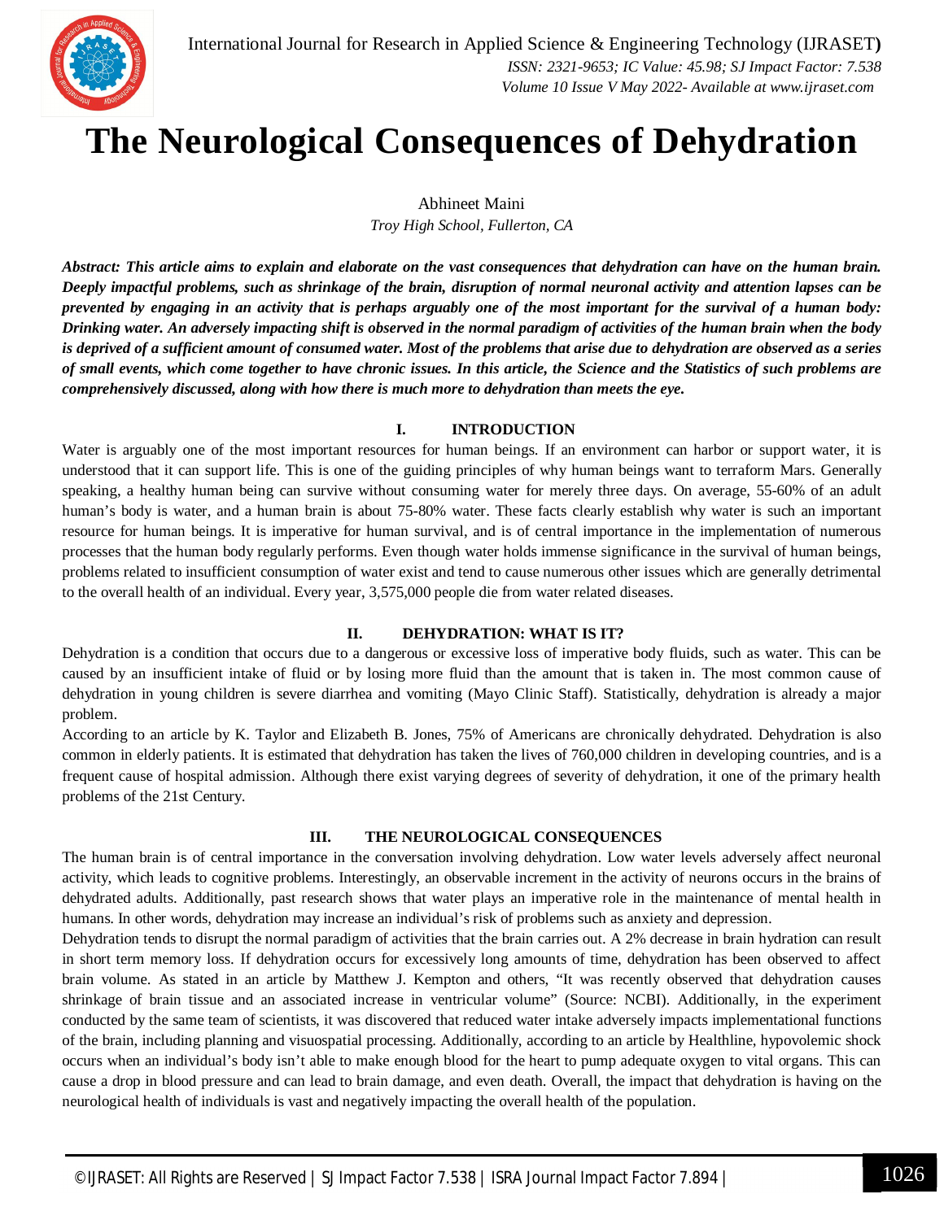# The Neurological Consequences of Dehydration

Abhineet Maini

*Troy High School, Fullerton, CA*

***Abstract:** This article aims to explain and elaborate on the vast consequences that dehydration can have on the human brain. Deeply impactful problems, such as shrinkage of the brain, disruption of normal neuronal activity and attention lapses can be prevented by engaging in an activity that is perhaps arguably one of the most important for the survival of a human body: Drinking water. An adversely impacting shift is observed in the normal paradigm of activities of the human brain when the body is deprived of a sufficient amount of consumed water. Most of the problems that arise due to dehydration are observed as a series of small events, which come together to have chronic issues. In this article, the Science and the Statistics of such problems are comprehensively discussed, along with how there is much more to dehydration than meets the eye.*

## I. INTRODUCTION

Water is arguably one of the most important resources for human beings. If an environment can harbor or support water, it is understood that it can support life. This is one of the guiding principles of why human beings want to terraform Mars. Generally speaking, a healthy human being can survive without consuming water for merely three days. On average, 55-60% of an adult human's body is water, and a human brain is about 75-80% water. These facts clearly establish why water is such an important resource for human beings. It is imperative for human survival, and is of central importance in the implementation of numerous processes that the human body regularly performs. Even though water holds immense significance in the survival of human beings, problems related to insufficient consumption of water exist and tend to cause numerous other issues which are generally detrimental to the overall health of an individual. Every year, 3,575,000 people die from water related diseases.

## II. DEHYDRATION: WHAT IS IT?

Dehydration is a condition that occurs due to a dangerous or excessive loss of imperative body fluids, such as water. This can be caused by an insufficient intake of fluid or by losing more fluid than the amount that is taken in. The most common cause of dehydration in young children is severe diarrhea and vomiting (Mayo Clinic Staff). Statistically, dehydration is already a major problem.

According to an article by K. Taylor and Elizabeth B. Jones, 75% of Americans are chronically dehydrated. Dehydration is also common in elderly patients. It is estimated that dehydration has taken the lives of 760,000 children in developing countries, and is a frequent cause of hospital admission. Although there exist varying degrees of severity of dehydration, it one of the primary health problems of the 21st Century.

## III. THE NEUROLOGICAL CONSEQUENCES

The human brain is of central importance in the conversation involving dehydration. Low water levels adversely affect neuronal activity, which leads to cognitive problems. Interestingly, an observable increment in the activity of neurons occurs in the brains of dehydrated adults. Additionally, past research shows that water plays an imperative role in the maintenance of mental health in humans. In other words, dehydration may increase an individual's risk of problems such as anxiety and depression.

Dehydration tends to disrupt the normal paradigm of activities that the brain carries out. A 2% decrease in brain hydration can result in short term memory loss. If dehydration occurs for excessively long amounts of time, dehydration has been observed to affect brain volume. As stated in an article by Matthew J. Kempton and others, "It was recently observed that dehydration causes shrinkage of brain tissue and an associated increase in ventricular volume" (Source: NCBI). Additionally, in the experiment conducted by the same team of scientists, it was discovered that reduced water intake adversely impacts implementational functions of the brain, including planning and visuospatial processing. Additionally, according to an article by Healthline, hypovolemic shock occurs when an individual's body isn't able to make enough blood for the heart to pump adequate oxygen to vital organs. This can cause a drop in blood pressure and can lead to brain damage, and even death. Overall, the impact that dehydration is having on the neurological health of individuals is vast and negatively impacting the overall health of the population.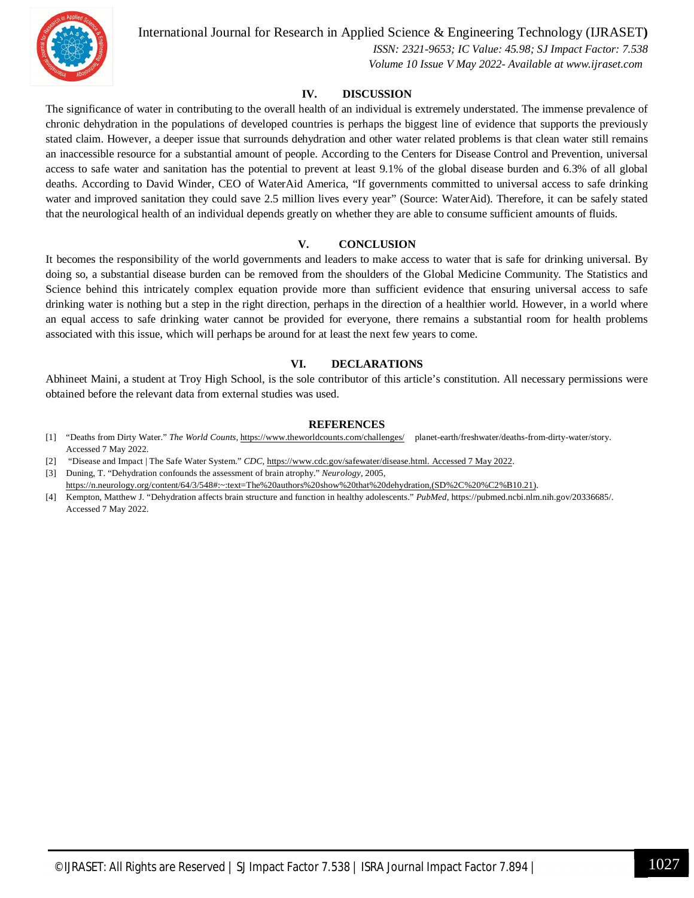## IV. DISCUSSION

The significance of water in contributing to the overall health of an individual is extremely understated. The immense prevalence of chronic dehydration in the populations of developed countries is perhaps the biggest line of evidence that supports the previously stated claim. However, a deeper issue that surrounds dehydration and other water related problems is that clean water still remains an inaccessible resource for a substantial amount of people. According to the Centers for Disease Control and Prevention, universal access to safe water and sanitation has the potential to prevent at least 9.1% of the global disease burden and 6.3% of all global deaths. According to David Winder, CEO of WaterAid America, "If governments committed to universal access to safe drinking water and improved sanitation they could save 2.5 million lives every year" (Source: WaterAid). Therefore, it can be safely stated that the neurological health of an individual depends greatly on whether they are able to consume sufficient amounts of fluids.

## V. CONCLUSION

It becomes the responsibility of the world governments and leaders to make access to water that is safe for drinking universal. By doing so, a substantial disease burden can be removed from the shoulders of the Global Medicine Community. The Statistics and Science behind this intricately complex equation provide more than sufficient evidence that ensuring universal access to safe drinking water is nothing but a step in the right direction, perhaps in the direction of a healthier world. However, in a world where an equal access to safe drinking water cannot be provided for everyone, there remains a substantial room for health problems associated with this issue, which will perhaps be around for at least the next few years to come.

## VI. DECLARATIONS

Abhineet Maini, a student at Troy High School, is the sole contributor of this article's constitution. All necessary permissions were obtained before the relevant data from external studies was used.

## REFERENCES

[1] "Deaths from Dirty Water." *The World Counts*, https://www.theworldcounts.com/challenges/ planet-earth/freshwater/deaths-from-dirty-water/story. Accessed 7 May 2022.

[2] "Disease and Impact | The Safe Water System." *CDC*, https://www.cdc.gov/safewater/disease.html. Accessed 7 May 2022.

[3] Duning, T. "Dehydration confounds the assessment of brain atrophy." *Neurology*, 2005, https://n.neurology.org/content/64/3/548#:~:text=The%20authors%20show%20that%20dehydration,(SD%2C%20%C2%B10.21).

[4] Kempton, Matthew J. "Dehydration affects brain structure and function in healthy adolescents." *PubMed*, https://pubmed.ncbi.nlm.nih.gov/20336685/. Accessed 7 May 2022.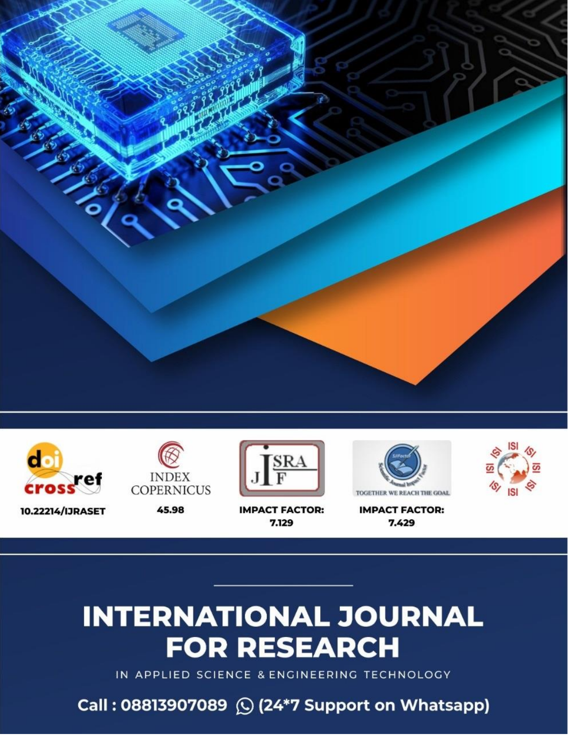10.22214/IJRASET

INDEX COPERNICUS

45.98

IMPACT FACTOR: 7.129

TOGETHER WE REACH THE GOAL

IMPACT FACTOR: 7.429

# INTERNATIONAL JOURNAL FOR RESEARCH

IN APPLIED SCIENCE & ENGINEERING TECHNOLOGY

Call : 08813907089 (24*7 Support on Whatsapp)